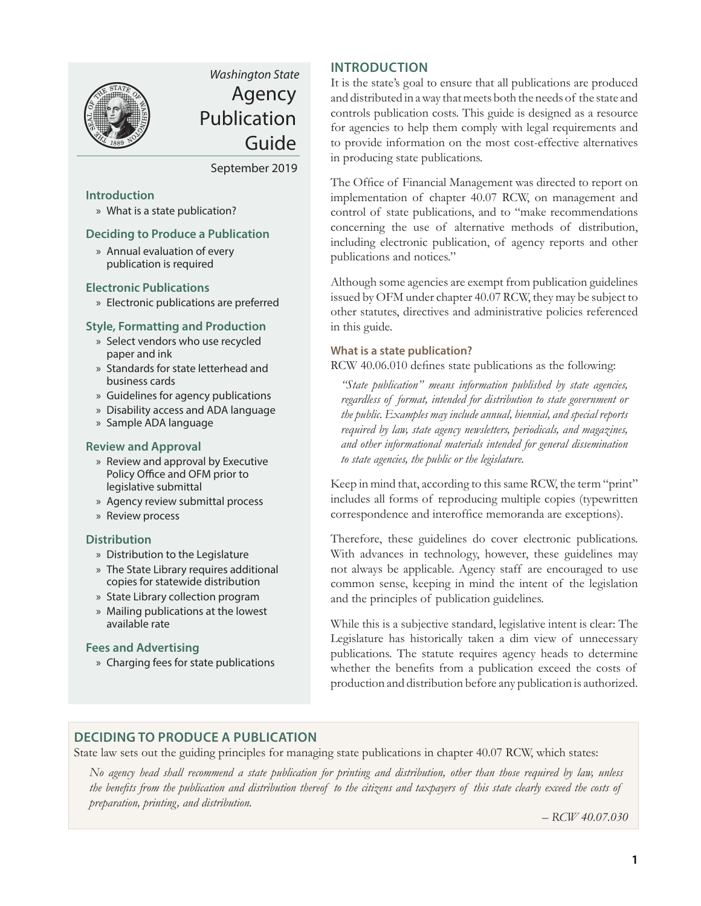*Washington State*

# Agency Publication Guide

September 2019

**Introduction**

- » What is a state publication?

**Deciding to Produce a Publication**

- » Annual evaluation of every publication is required

**Electronic Publications**

- » Electronic publications are preferred

**Style, Formatting and Production**

- » Select vendors who use recycled paper and ink
- » Standards for state letterhead and business cards
- » Guidelines for agency publications
- » Disability access and ADA language
- » Sample ADA language

**Review and Approval**

- » Review and approval by Executive Policy Office and OFM prior to legislative submittal
- » Agency review submittal process
- » Review process

**Distribution**

- » Distribution to the Legislature
- » The State Library requires additional copies for statewide distribution
- » State Library collection program
- » Mailing publications at the lowest available rate

**Fees and Advertising**

- » Charging fees for state publications

## INTRODUCTION

It is the state's goal to ensure that all publications are produced and distributed in a way that meets both the needs of the state and controls publication costs. This guide is designed as a resource for agencies to help them comply with legal requirements and to provide information on the most cost-effective alternatives in producing state publications.

The Office of Financial Management was directed to report on implementation of chapter 40.07 RCW, on management and control of state publications, and to "make recommendations concerning the use of alternative methods of distribution, including electronic publication, of agency reports and other publications and notices."

Although some agencies are exempt from publication guidelines issued by OFM under chapter 40.07 RCW, they may be subject to other statutes, directives and administrative policies referenced in this guide.

### What is a state publication?

RCW 40.06.010 defines state publications as the following:

> *"State publication" means information published by state agencies, regardless of format, intended for distribution to state government or the public. Examples may include annual, biennial, and special reports required by law, state agency newsletters, periodicals, and magazines, and other informational materials intended for general dissemination to state agencies, the public or the legislature.*

Keep in mind that, according to this same RCW, the term "print" includes all forms of reproducing multiple copies (typewritten correspondence and interoffice memoranda are exceptions).

Therefore, these guidelines do cover electronic publications. With advances in technology, however, these guidelines may not always be applicable. Agency staff are encouraged to use common sense, keeping in mind the intent of the legislation and the principles of publication guidelines.

While this is a subjective standard, legislative intent is clear: The Legislature has historically taken a dim view of unnecessary publications. The statute requires agency heads to determine whether the benefits from a publication exceed the costs of production and distribution before any publication is authorized.

## DECIDING TO PRODUCE A PUBLICATION

State law sets out the guiding principles for managing state publications in chapter 40.07 RCW, which states:

> *No agency head shall recommend a state publication for printing and distribution, other than those required by law, unless the benefits from the publication and distribution thereof to the citizens and taxpayers of this state clearly exceed the costs of preparation, printing, and distribution.*
>
> *– RCW 40.07.030*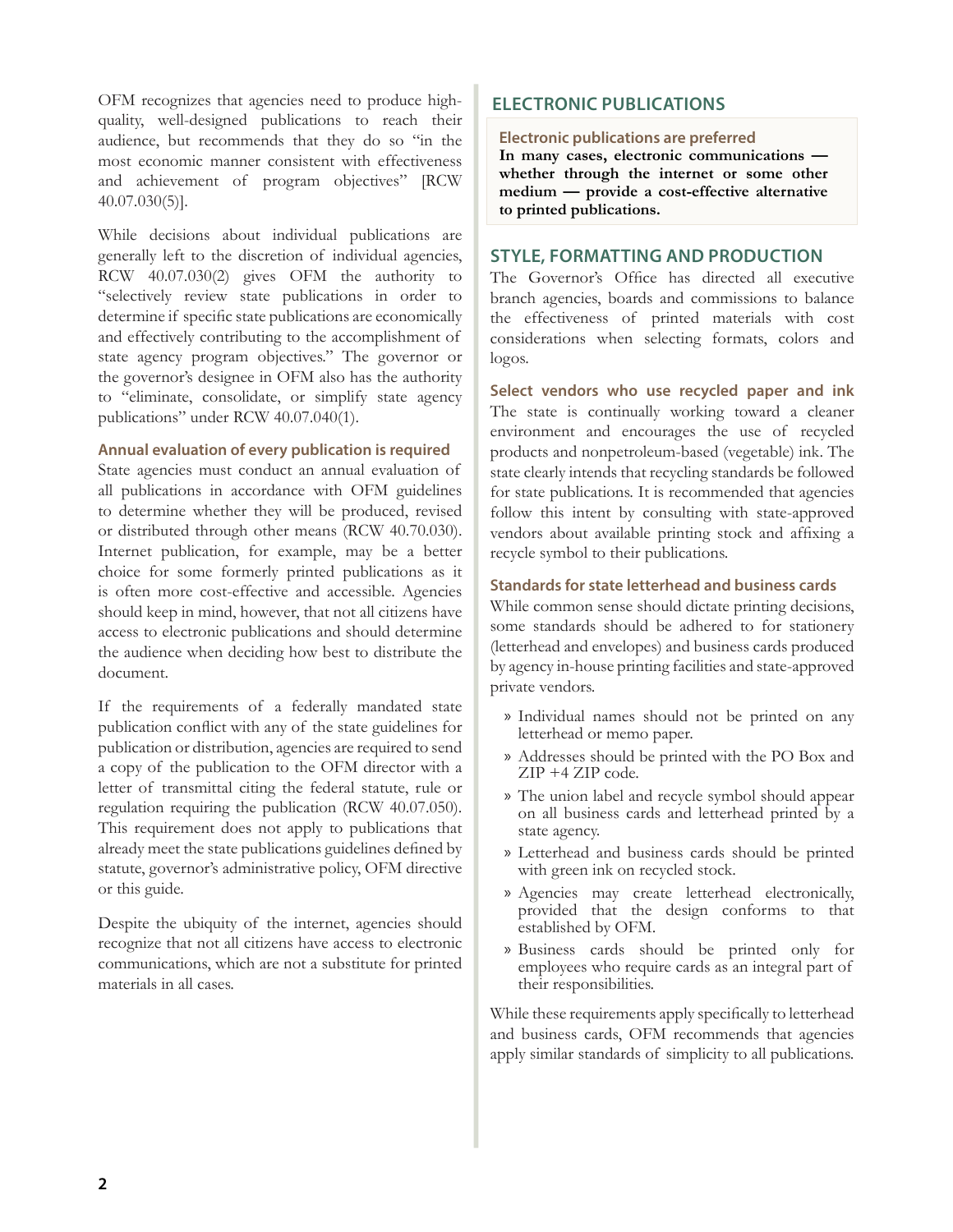OFM recognizes that agencies need to produce high-quality, well-designed publications to reach their audience, but recommends that they do so "in the most economic manner consistent with effectiveness and achievement of program objectives" [RCW 40.07.030(5)].

While decisions about individual publications are generally left to the discretion of individual agencies, RCW 40.07.030(2) gives OFM the authority to "selectively review state publications in order to determine if specific state publications are economically and effectively contributing to the accomplishment of state agency program objectives." The governor or the governor's designee in OFM also has the authority to "eliminate, consolidate, or simplify state agency publications" under RCW 40.07.040(1).

### Annual evaluation of every publication is required

State agencies must conduct an annual evaluation of all publications in accordance with OFM guidelines to determine whether they will be produced, revised or distributed through other means (RCW 40.70.030). Internet publication, for example, may be a better choice for some formerly printed publications as it is often more cost-effective and accessible. Agencies should keep in mind, however, that not all citizens have access to electronic publications and should determine the audience when deciding how best to distribute the document.

If the requirements of a federally mandated state publication conflict with any of the state guidelines for publication or distribution, agencies are required to send a copy of the publication to the OFM director with a letter of transmittal citing the federal statute, rule or regulation requiring the publication (RCW 40.07.050). This requirement does not apply to publications that already meet the state publications guidelines defined by statute, governor's administrative policy, OFM directive or this guide.

Despite the ubiquity of the internet, agencies should recognize that not all citizens have access to electronic communications, which are not a substitute for printed materials in all cases.

## ELECTRONIC PUBLICATIONS

### Electronic publications are preferred

**In many cases, electronic communications — whether through the internet or some other medium — provide a cost-effective alternative to printed publications.**

## STYLE, FORMATTING AND PRODUCTION

The Governor's Office has directed all executive branch agencies, boards and commissions to balance the effectiveness of printed materials with cost considerations when selecting formats, colors and logos.

### Select vendors who use recycled paper and ink

The state is continually working toward a cleaner environment and encourages the use of recycled products and nonpetroleum-based (vegetable) ink. The state clearly intends that recycling standards be followed for state publications. It is recommended that agencies follow this intent by consulting with state-approved vendors about available printing stock and affixing a recycle symbol to their publications.

### Standards for state letterhead and business cards

While common sense should dictate printing decisions, some standards should be adhered to for stationery (letterhead and envelopes) and business cards produced by agency in-house printing facilities and state-approved private vendors.

- Individual names should not be printed on any letterhead or memo paper.
- Addresses should be printed with the PO Box and ZIP +4 ZIP code.
- The union label and recycle symbol should appear on all business cards and letterhead printed by a state agency.
- Letterhead and business cards should be printed with green ink on recycled stock.
- Agencies may create letterhead electronically, provided that the design conforms to that established by OFM.
- Business cards should be printed only for employees who require cards as an integral part of their responsibilities.

While these requirements apply specifically to letterhead and business cards, OFM recommends that agencies apply similar standards of simplicity to all publications.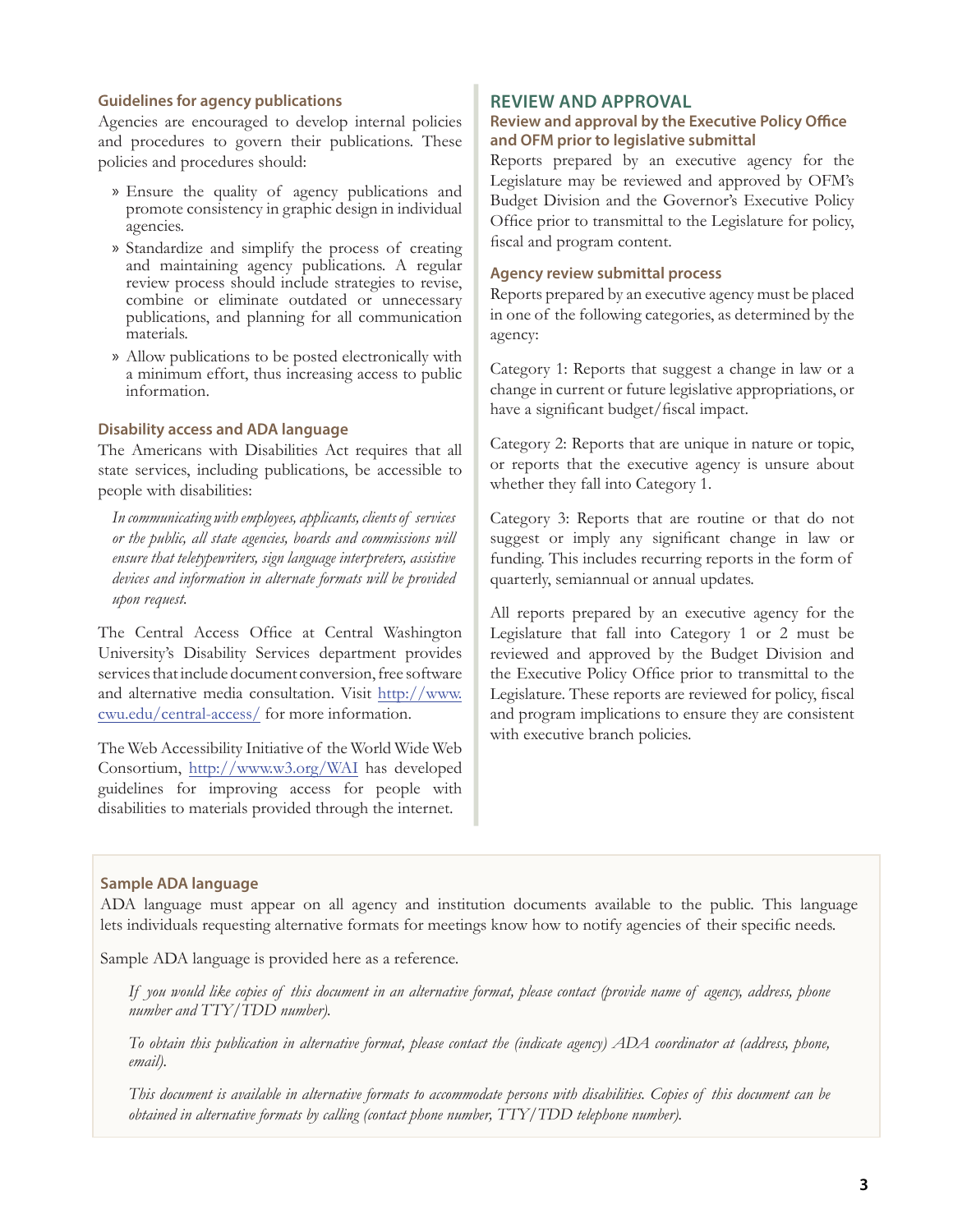### Guidelines for agency publications

Agencies are encouraged to develop internal policies and procedures to govern their publications. These policies and procedures should:

- Ensure the quality of agency publications and promote consistency in graphic design in individual agencies.
- Standardize and simplify the process of creating and maintaining agency publications. A regular review process should include strategies to revise, combine or eliminate outdated or unnecessary publications, and planning for all communication materials.
- Allow publications to be posted electronically with a minimum effort, thus increasing access to public information.

### Disability access and ADA language

The Americans with Disabilities Act requires that all state services, including publications, be accessible to people with disabilities:

> *In communicating with employees, applicants, clients of services or the public, all state agencies, boards and commissions will ensure that teletypewriters, sign language interpreters, assistive devices and information in alternate formats will be provided upon request.*

The Central Access Office at Central Washington University's Disability Services department provides services that include document conversion, free software and alternative media consultation. Visit http://www.cwu.edu/central-access/ for more information.

The Web Accessibility Initiative of the World Wide Web Consortium, http://www.w3.org/WAI has developed guidelines for improving access for people with disabilities to materials provided through the internet.

## REVIEW AND APPROVAL

### Review and approval by the Executive Policy Office and OFM prior to legislative submittal

Reports prepared by an executive agency for the Legislature may be reviewed and approved by OFM's Budget Division and the Governor's Executive Policy Office prior to transmittal to the Legislature for policy, fiscal and program content.

### Agency review submittal process

Reports prepared by an executive agency must be placed in one of the following categories, as determined by the agency:

Category 1: Reports that suggest a change in law or a change in current or future legislative appropriations, or have a significant budget/fiscal impact.

Category 2: Reports that are unique in nature or topic, or reports that the executive agency is unsure about whether they fall into Category 1.

Category 3: Reports that are routine or that do not suggest or imply any significant change in law or funding. This includes recurring reports in the form of quarterly, semiannual or annual updates.

All reports prepared by an executive agency for the Legislature that fall into Category 1 or 2 must be reviewed and approved by the Budget Division and the Executive Policy Office prior to transmittal to the Legislature. These reports are reviewed for policy, fiscal and program implications to ensure they are consistent with executive branch policies.

### Sample ADA language

ADA language must appear on all agency and institution documents available to the public. This language lets individuals requesting alternative formats for meetings know how to notify agencies of their specific needs.

Sample ADA language is provided here as a reference.

> *If you would like copies of this document in an alternative format, please contact (provide name of agency, address, phone number and TTY/TDD number).*
>
> *To obtain this publication in alternative format, please contact the (indicate agency) ADA coordinator at (address, phone, email).*
>
> *This document is available in alternative formats to accommodate persons with disabilities. Copies of this document can be obtained in alternative formats by calling (contact phone number, TTY/TDD telephone number).*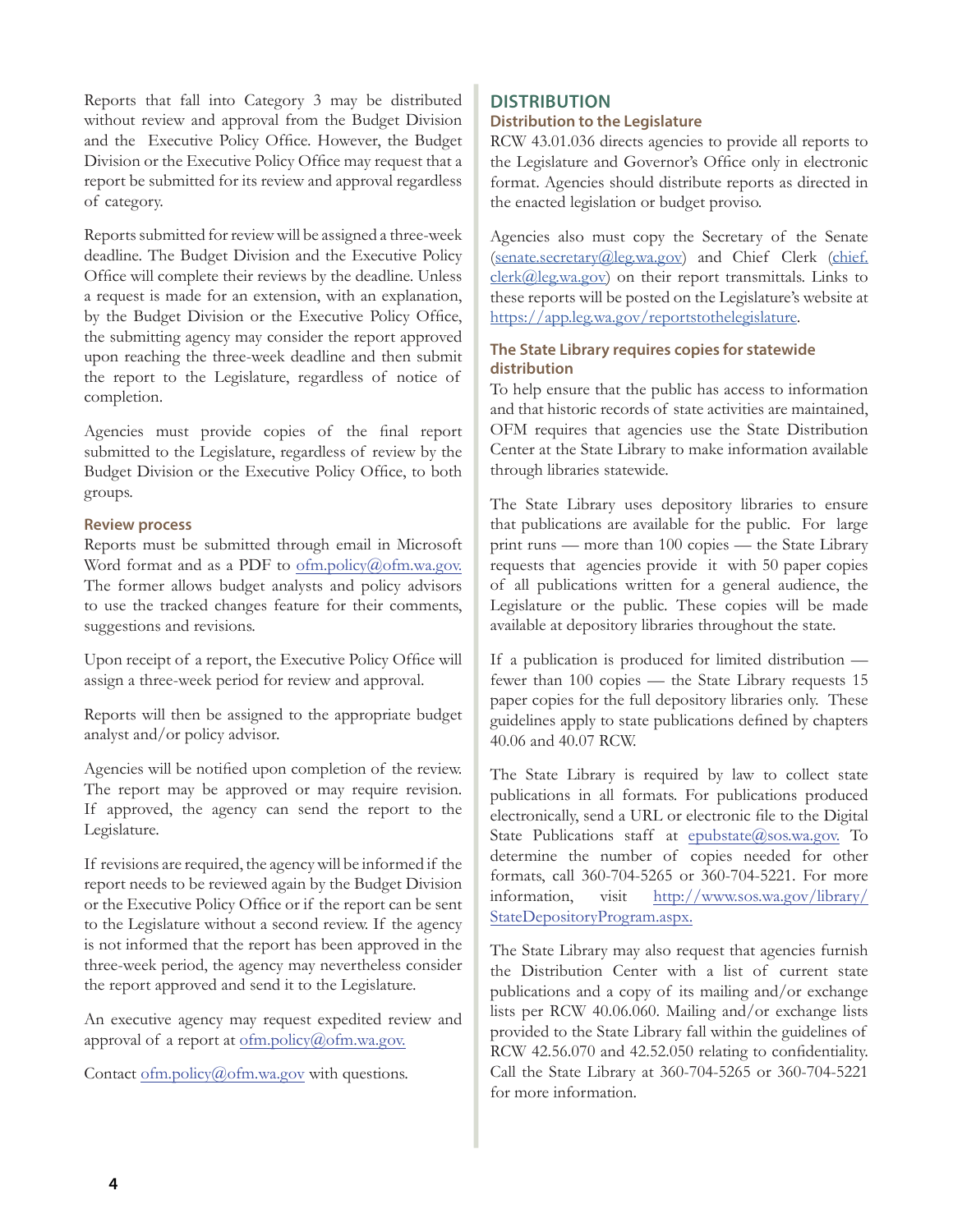Reports that fall into Category 3 may be distributed without review and approval from the Budget Division and the Executive Policy Office. However, the Budget Division or the Executive Policy Office may request that a report be submitted for its review and approval regardless of category.

Reports submitted for review will be assigned a three-week deadline. The Budget Division and the Executive Policy Office will complete their reviews by the deadline. Unless a request is made for an extension, with an explanation, by the Budget Division or the Executive Policy Office, the submitting agency may consider the report approved upon reaching the three-week deadline and then submit the report to the Legislature, regardless of notice of completion.

Agencies must provide copies of the final report submitted to the Legislature, regardless of review by the Budget Division or the Executive Policy Office, to both groups.

### Review process

Reports must be submitted through email in Microsoft Word format and as a PDF to ofm.policy@ofm.wa.gov. The former allows budget analysts and policy advisors to use the tracked changes feature for their comments, suggestions and revisions.

Upon receipt of a report, the Executive Policy Office will assign a three-week period for review and approval.

Reports will then be assigned to the appropriate budget analyst and/or policy advisor.

Agencies will be notified upon completion of the review. The report may be approved or may require revision. If approved, the agency can send the report to the Legislature.

If revisions are required, the agency will be informed if the report needs to be reviewed again by the Budget Division or the Executive Policy Office or if the report can be sent to the Legislature without a second review. If the agency is not informed that the report has been approved in the three-week period, the agency may nevertheless consider the report approved and send it to the Legislature.

An executive agency may request expedited review and approval of a report at ofm.policy@ofm.wa.gov.

Contact ofm.policy@ofm.wa.gov with questions.

## DISTRIBUTION

### Distribution to the Legislature

RCW 43.01.036 directs agencies to provide all reports to the Legislature and Governor's Office only in electronic format. Agencies should distribute reports as directed in the enacted legislation or budget proviso.

Agencies also must copy the Secretary of the Senate (senate.secretary@leg.wa.gov) and Chief Clerk (chief.clerk@leg.wa.gov) on their report transmittals. Links to these reports will be posted on the Legislature's website at https://app.leg.wa.gov/reportstothelegislature.

### The State Library requires copies for statewide distribution

To help ensure that the public has access to information and that historic records of state activities are maintained, OFM requires that agencies use the State Distribution Center at the State Library to make information available through libraries statewide.

The State Library uses depository libraries to ensure that publications are available for the public. For large print runs — more than 100 copies — the State Library requests that agencies provide it with 50 paper copies of all publications written for a general audience, the Legislature or the public. These copies will be made available at depository libraries throughout the state.

If a publication is produced for limited distribution — fewer than 100 copies — the State Library requests 15 paper copies for the full depository libraries only. These guidelines apply to state publications defined by chapters 40.06 and 40.07 RCW.

The State Library is required by law to collect state publications in all formats. For publications produced electronically, send a URL or electronic file to the Digital State Publications staff at epubstate@sos.wa.gov. To determine the number of copies needed for other formats, call 360-704-5265 or 360-704-5221. For more information, visit http://www.sos.wa.gov/library/StateDepositoryProgram.aspx.

The State Library may also request that agencies furnish the Distribution Center with a list of current state publications and a copy of its mailing and/or exchange lists per RCW 40.06.060. Mailing and/or exchange lists provided to the State Library fall within the guidelines of RCW 42.56.070 and 42.52.050 relating to confidentiality. Call the State Library at 360-704-5265 or 360-704-5221 for more information.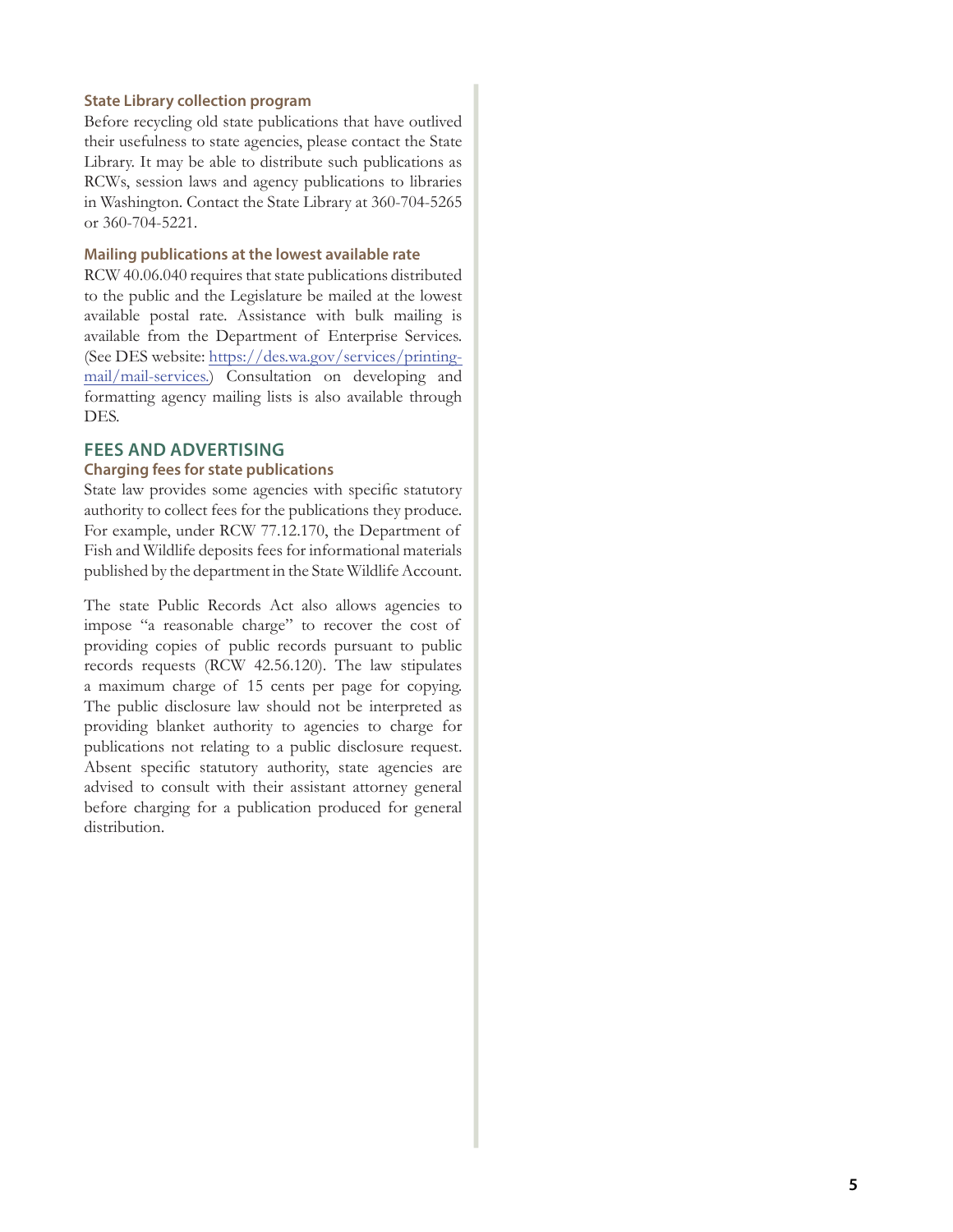### State Library collection program

Before recycling old state publications that have outlived their usefulness to state agencies, please contact the State Library. It may be able to distribute such publications as RCWs, session laws and agency publications to libraries in Washington. Contact the State Library at 360-704-5265 or 360-704-5221.

### Mailing publications at the lowest available rate

RCW 40.06.040 requires that state publications distributed to the public and the Legislature be mailed at the lowest available postal rate. Assistance with bulk mailing is available from the Department of Enterprise Services. (See DES website: [https://des.wa.gov/services/printing-mail/mail-services.](https://des.wa.gov/services/printing-mail/mail-services)) Consultation on developing and formatting agency mailing lists is also available through DES.

## FEES AND ADVERTISING

### Charging fees for state publications

State law provides some agencies with specific statutory authority to collect fees for the publications they produce. For example, under RCW 77.12.170, the Department of Fish and Wildlife deposits fees for informational materials published by the department in the State Wildlife Account.

The state Public Records Act also allows agencies to impose "a reasonable charge" to recover the cost of providing copies of public records pursuant to public records requests (RCW 42.56.120). The law stipulates a maximum charge of 15 cents per page for copying. The public disclosure law should not be interpreted as providing blanket authority to agencies to charge for publications not relating to a public disclosure request. Absent specific statutory authority, state agencies are advised to consult with their assistant attorney general before charging for a publication produced for general distribution.